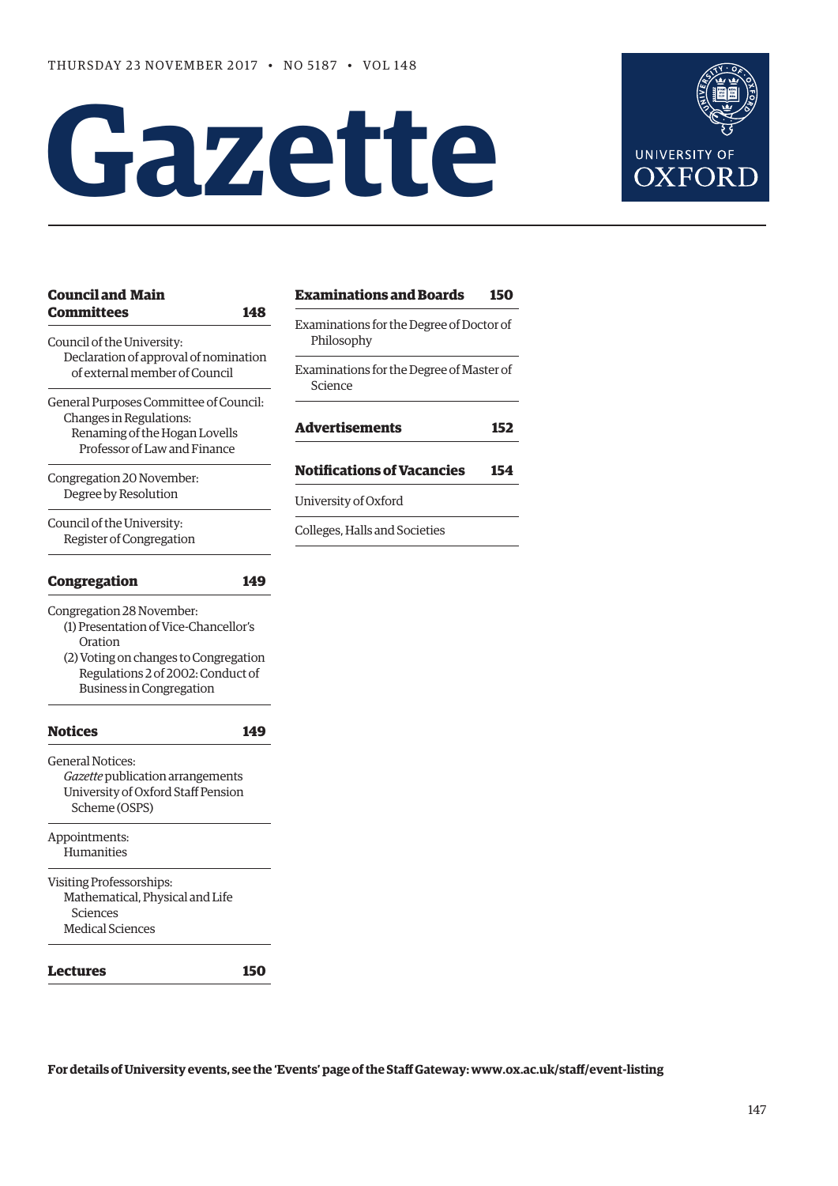THURSDAY 23 NOVEMBER 2017 • NO 5187 • VOL 148

# Gazette

UNIVERSITY OF OXFORD

**Council and Main Committees** **148**

Council of the University:
Declaration of approval of nomination of external member of Council

General Purposes Committee of Council:
Changes in Regulations:
Renaming of the Hogan Lovells Professor of Law and Finance

Congregation 20 November:
Degree by Resolution

Council of the University:
Register of Congregation

**Congregation** **149**

Congregation 28 November:
(1) Presentation of Vice-Chancellor's Oration
(2) Voting on changes to Congregation Regulations 2 of 2002: Conduct of Business in Congregation

**Notices** **149**

General Notices:
*Gazette* publication arrangements
University of Oxford Staff Pension Scheme (OSPS)

Appointments:
Humanities

Visiting Professorships:
Mathematical, Physical and Life Sciences
Medical Sciences

**Lectures** **150**

**Examinations and Boards** **150**

Examinations for the Degree of Doctor of Philosophy

Examinations for the Degree of Master of Science

**Advertisements** **152**

**Notifications of Vacancies** **154**

University of Oxford

Colleges, Halls and Societies

**For details of University events, see the 'Events' page of the Staff Gateway: www.ox.ac.uk/staff/event-listing**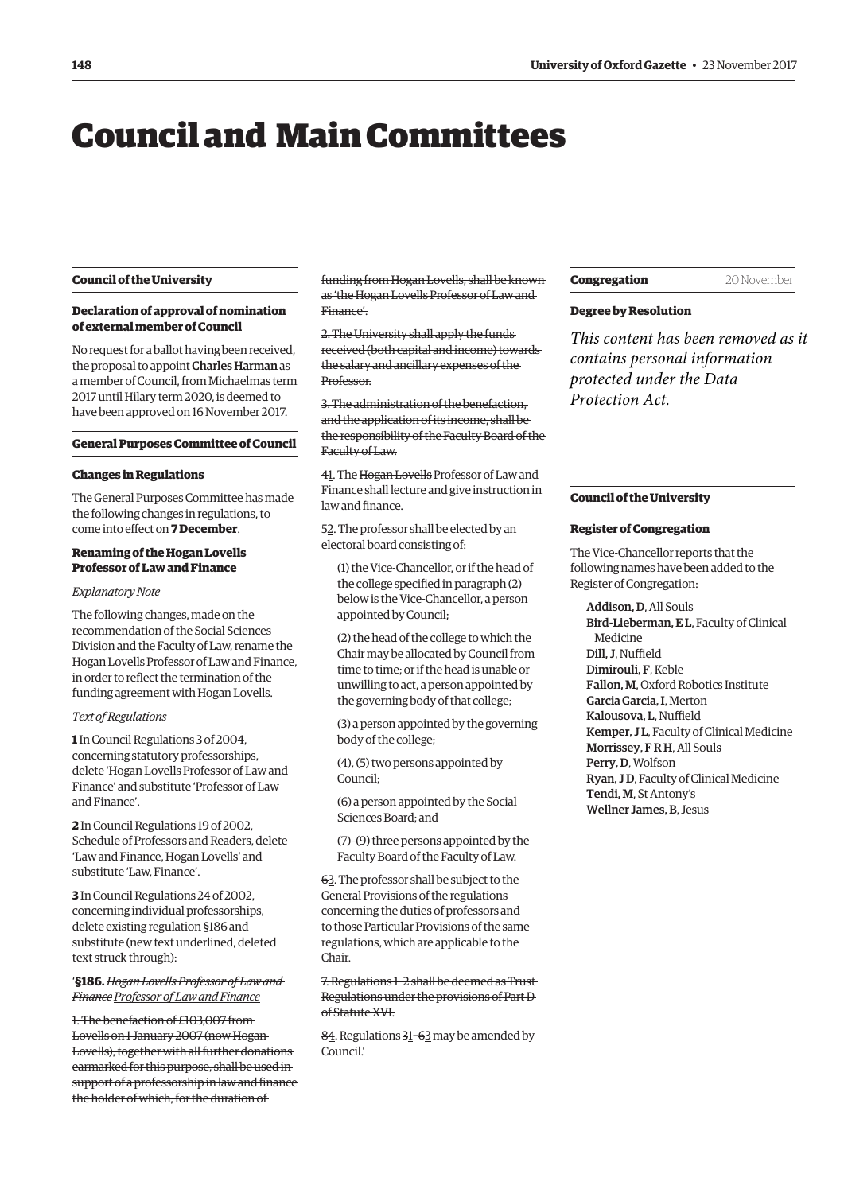# Council and Main Committees

## Council of the University

### Declaration of approval of nomination of external member of Council

No request for a ballot having been received, the proposal to appoint **Charles Harman** as a member of Council, from Michaelmas term 2017 until Hilary term 2020, is deemed to have been approved on 16 November 2017.

## General Purposes Committee of Council

### Changes in Regulations

The General Purposes Committee has made the following changes in regulations, to come into effect on **7 December**.

#### Renaming of the Hogan Lovells Professor of Law and Finance

*Explanatory Note*

The following changes, made on the recommendation of the Social Sciences Division and the Faculty of Law, rename the Hogan Lovells Professor of Law and Finance, in order to reflect the termination of the funding agreement with Hogan Lovells.

*Text of Regulations*

**1** In Council Regulations 3 of 2004, concerning statutory professorships, delete 'Hogan Lovells Professor of Law and Finance' and substitute 'Professor of Law and Finance'.

**2** In Council Regulations 19 of 2002, Schedule of Professors and Readers, delete 'Law and Finance, Hogan Lovells' and substitute 'Law, Finance'.

**3** In Council Regulations 24 of 2002, concerning individual professorships, delete existing regulation §186 and substitute (new text underlined, deleted text struck through):

'**§186.** ~~*Hogan Lovells Professor of Law and Finance*~~ <u>*Professor of Law and Finance*</u>

~~1. The benefaction of £103,007 from Lovells on 1 January 2007 (now Hogan Lovells), together with all further donations earmarked for this purpose, shall be used in support of a professorship in law and finance the holder of which, for the duration of funding from Hogan Lovells, shall be known as 'the Hogan Lovells Professor of Law and Finance'.~~

~~2. The University shall apply the funds received (both capital and income) towards the salary and ancillary expenses of the Professor.~~

~~3. The administration of the benefaction, and the application of its income, shall be the responsibility of the Faculty Board of the Faculty of Law.~~

~~4~~<u>1</u>. The ~~Hogan Lovells~~ Professor of Law and Finance shall lecture and give instruction in law and finance.

~~5~~<u>2</u>. The professor shall be elected by an electoral board consisting of:

(1) the Vice-Chancellor, or if the head of the college specified in paragraph (2) below is the Vice-Chancellor, a person appointed by Council;

(2) the head of the college to which the Chair may be allocated by Council from time to time; or if the head is unable or unwilling to act, a person appointed by the governing body of that college;

(3) a person appointed by the governing body of the college;

(4), (5) two persons appointed by Council;

(6) a person appointed by the Social Sciences Board; and

(7)–(9) three persons appointed by the Faculty Board of the Faculty of Law.

~~6~~<u>3</u>. The professor shall be subject to the General Provisions of the regulations concerning the duties of professors and to those Particular Provisions of the same regulations, which are applicable to the Chair.

~~7. Regulations 1–2 shall be deemed as Trust Regulations under the provisions of Part D of Statute XVI.~~

~~8~~<u>4</u>. Regulations ~~3~~<u>1</u>–~~6~~<u>3</u> may be amended by Council.'

## Congregation — 20 November

### Degree by Resolution

*This content has been removed as it contains personal information protected under the Data Protection Act.*

## Council of the University

### Register of Congregation

The Vice-Chancellor reports that the following names have been added to the Register of Congregation:

- **Addison, D**, All Souls
- **Bird-Lieberman, E L**, Faculty of Clinical Medicine
- **Dill, J**, Nuffield
- **Dimirouli, F**, Keble
- **Fallon, M**, Oxford Robotics Institute
- **Garcia Garcia, I**, Merton
- **Kalousova, L**, Nuffield
- **Kemper, J L**, Faculty of Clinical Medicine
- **Morrissey, F R H**, All Souls
- **Perry, D**, Wolfson
- **Ryan, J D**, Faculty of Clinical Medicine
- **Tendi, M**, St Antony's
- **Wellner James, B**, Jesus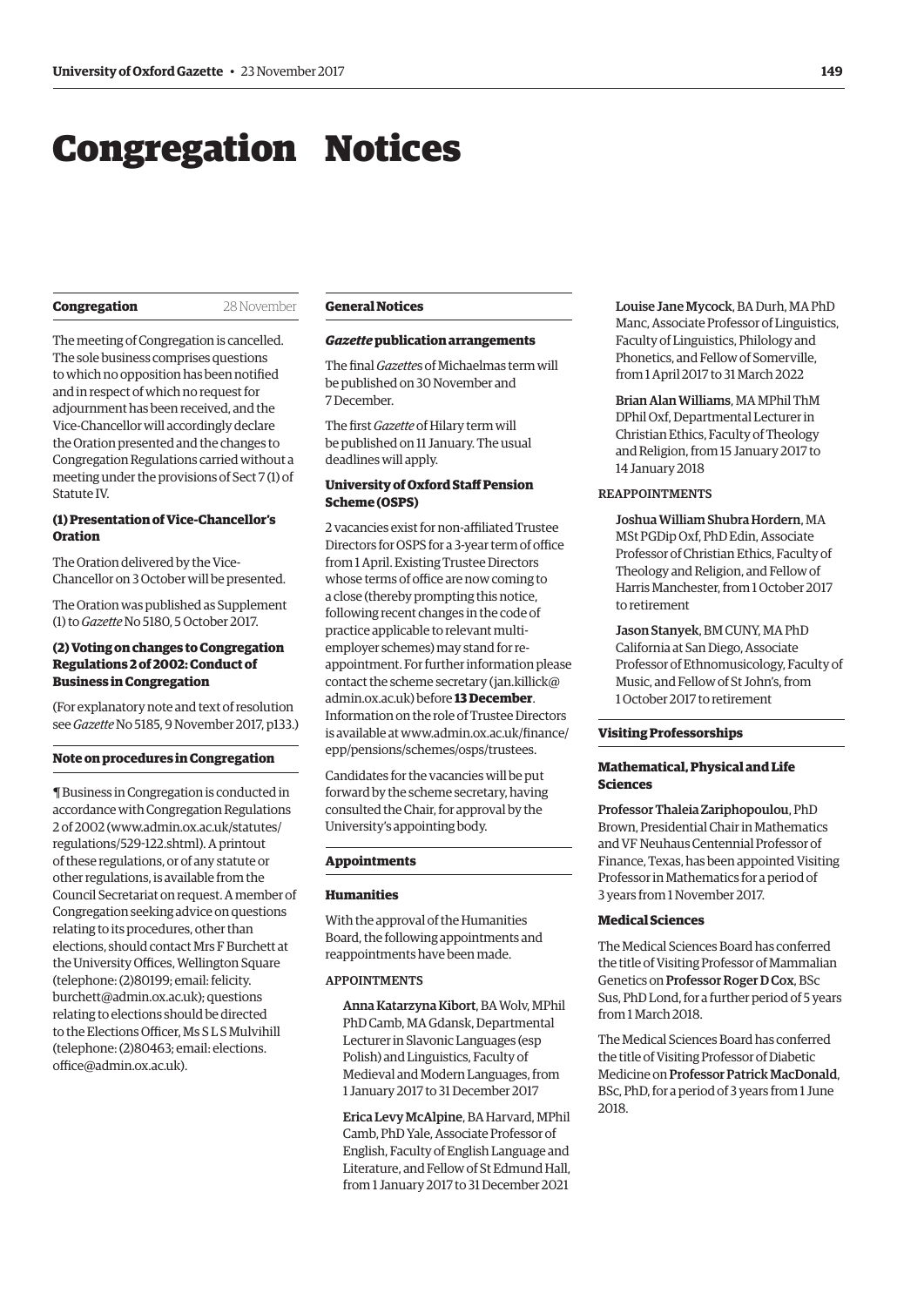# Congregation Notices

## Congregation 28 November

The meeting of Congregation is cancelled. The sole business comprises questions to which no opposition has been notified and in respect of which no request for adjournment has been received, and the Vice-Chancellor will accordingly declare the Oration presented and the changes to Congregation Regulations carried without a meeting under the provisions of Sect 7 (1) of Statute IV.

### (1) Presentation of Vice-Chancellor's Oration

The Oration delivered by the Vice-Chancellor on 3 October will be presented.

The Oration was published as Supplement (1) to *Gazette* No 5180, 5 October 2017.

### (2) Voting on changes to Congregation Regulations 2 of 2002: Conduct of Business in Congregation

(For explanatory note and text of resolution see *Gazette* No 5185, 9 November 2017, p133.)

## Note on procedures in Congregation

¶ Business in Congregation is conducted in accordance with Congregation Regulations 2 of 2002 (www.admin.ox.ac.uk/statutes/regulations/529-122.shtml). A printout of these regulations, or of any statute or other regulations, is available from the Council Secretariat on request. A member of Congregation seeking advice on questions relating to its procedures, other than elections, should contact Mrs F Burchett at the University Offices, Wellington Square (telephone: (2)80199; email: felicity.burchett@admin.ox.ac.uk); questions relating to elections should be directed to the Elections Officer, Ms S L S Mulvihill (telephone: (2)80463; email: elections.office@admin.ox.ac.uk).

## General Notices

### *Gazette* publication arrangements

The final *Gazette*s of Michaelmas term will be published on 30 November and 7 December.

The first *Gazette* of Hilary term will be published on 11 January. The usual deadlines will apply.

### University of Oxford Staff Pension Scheme (OSPS)

2 vacancies exist for non-affiliated Trustee Directors for OSPS for a 3-year term of office from 1 April. Existing Trustee Directors whose terms of office are now coming to a close (thereby prompting this notice, following recent changes in the code of practice applicable to relevant multi-employer schemes) may stand for re-appointment. For further information please contact the scheme secretary (jan.killick@admin.ox.ac.uk) before **13 December**. Information on the role of Trustee Directors is available at www.admin.ox.ac.uk/finance/epp/pensions/schemes/osps/trustees.

Candidates for the vacancies will be put forward by the scheme secretary, having consulted the Chair, for approval by the University's appointing body.

## Appointments

### Humanities

With the approval of the Humanities Board, the following appointments and reappointments have been made.

APPOINTMENTS

Anna Katarzyna Kibort, BA Wolv, MPhil PhD Camb, MA Gdansk, Departmental Lecturer in Slavonic Languages (esp Polish) and Linguistics, Faculty of Medieval and Modern Languages, from 1 January 2017 to 31 December 2017

Erica Levy McAlpine, BA Harvard, MPhil Camb, PhD Yale, Associate Professor of English, Faculty of English Language and Literature, and Fellow of St Edmund Hall, from 1 January 2017 to 31 December 2021

Louise Jane Mycock, BA Durh, MA PhD Manc, Associate Professor of Linguistics, Faculty of Linguistics, Philology and Phonetics, and Fellow of Somerville, from 1 April 2017 to 31 March 2022

Brian Alan Williams, MA MPhil ThM DPhil Oxf, Departmental Lecturer in Christian Ethics, Faculty of Theology and Religion, from 15 January 2017 to 14 January 2018

REAPPOINTMENTS

Joshua William Shubra Hordern, MA MSt PGDip Oxf, PhD Edin, Associate Professor of Christian Ethics, Faculty of Theology and Religion, and Fellow of Harris Manchester, from 1 October 2017 to retirement

Jason Stanyek, BM CUNY, MA PhD California at San Diego, Associate Professor of Ethnomusicology, Faculty of Music, and Fellow of St John's, from 1 October 2017 to retirement

## Visiting Professorships

### Mathematical, Physical and Life Sciences

Professor Thaleia Zariphopoulou, PhD Brown, Presidential Chair in Mathematics and VF Neuhaus Centennial Professor of Finance, Texas, has been appointed Visiting Professor in Mathematics for a period of 3 years from 1 November 2017.

### Medical Sciences

The Medical Sciences Board has conferred the title of Visiting Professor of Mammalian Genetics on Professor Roger D Cox, BSc Sus, PhD Lond, for a further period of 5 years from 1 March 2018.

The Medical Sciences Board has conferred the title of Visiting Professor of Diabetic Medicine on Professor Patrick MacDonald, BSc, PhD, for a period of 3 years from 1 June 2018.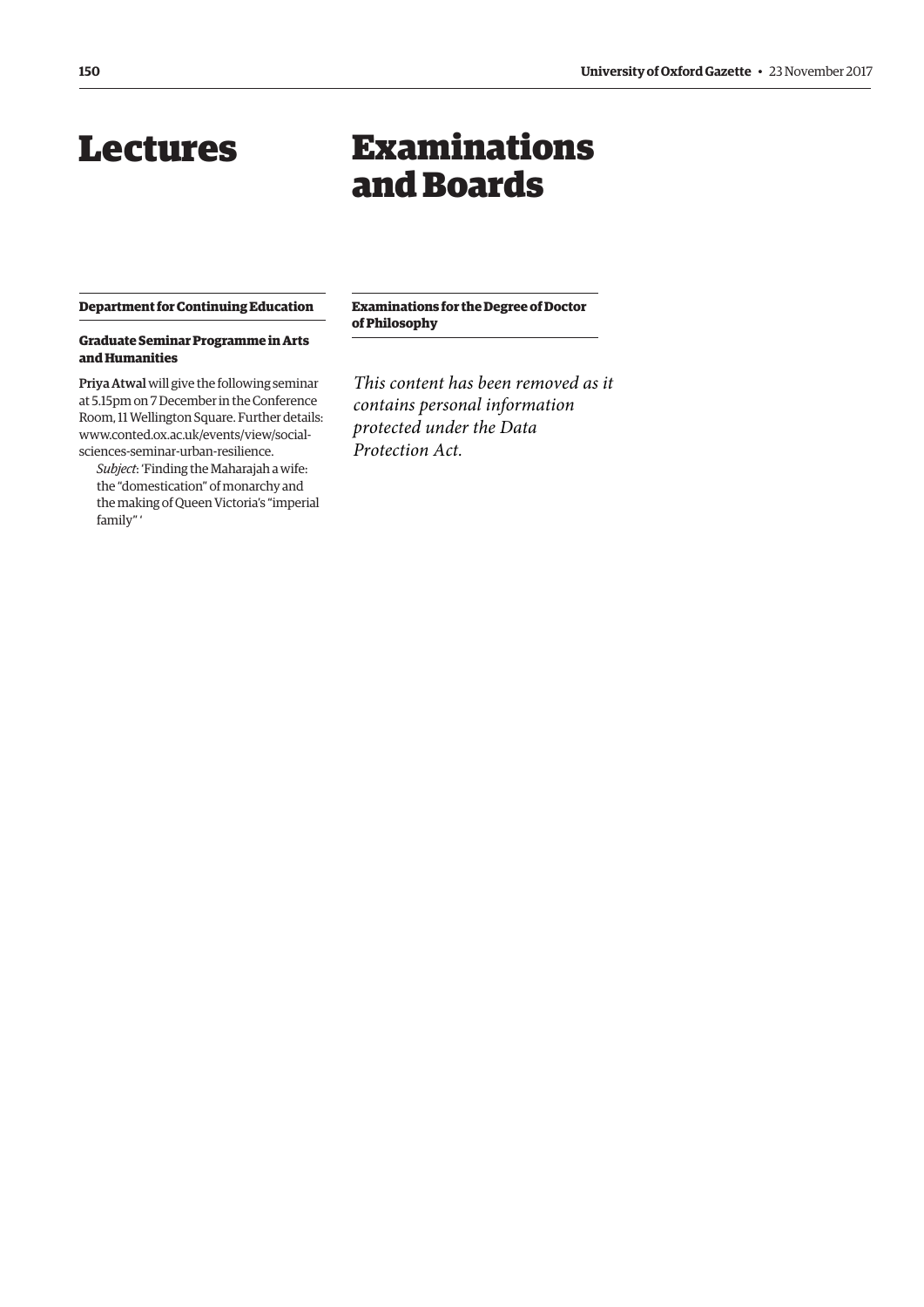# Lectures

### Department for Continuing Education

#### Graduate Seminar Programme in Arts and Humanities

**Priya Atwal** will give the following seminar at 5.15pm on 7 December in the Conference Room, 11 Wellington Square. Further details: www.conted.ox.ac.uk/events/view/social-sciences-seminar-urban-resilience.

*Subject*: 'Finding the Maharajah a wife: the "domestication" of monarchy and the making of Queen Victoria's "imperial family" '

# Examinations and Boards

### Examinations for the Degree of Doctor of Philosophy

*This content has been removed as it contains personal information protected under the Data Protection Act.*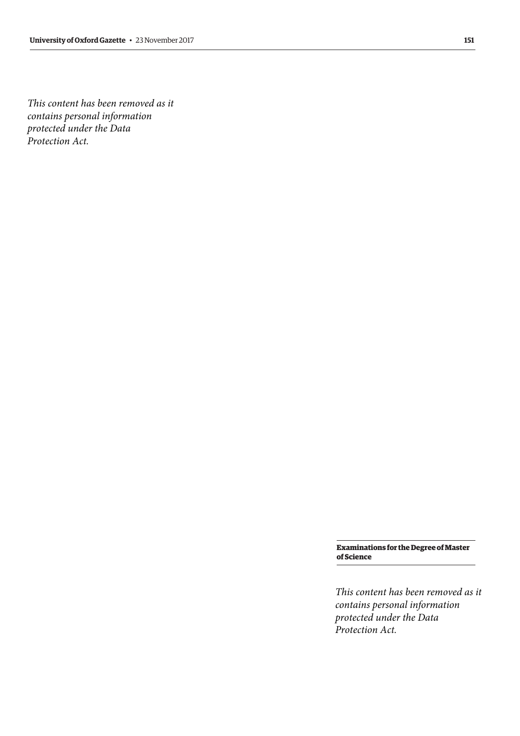*This content has been removed as it contains personal information protected under the Data Protection Act.*

### Examinations for the Degree of Master of Science

*This content has been removed as it contains personal information protected under the Data Protection Act.*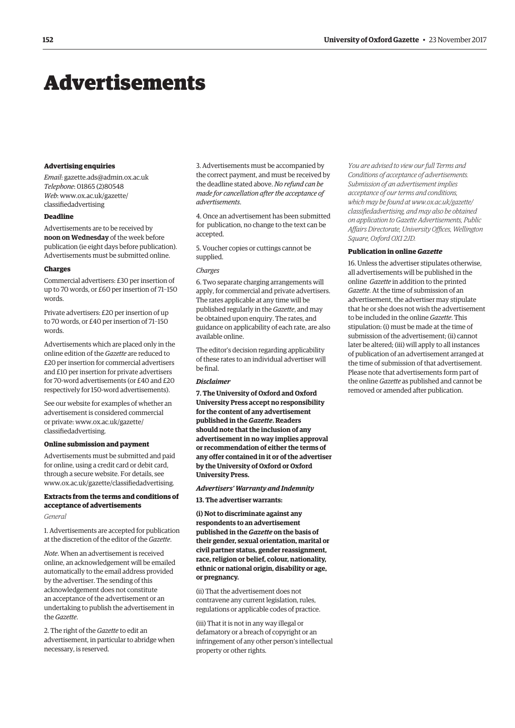# Advertisements

### Advertising enquiries

*Email*: gazette.ads@admin.ox.ac.uk
*Telephone*: 01865 (2)80548
*Web*: www.ox.ac.uk/gazette/classifiedadvertising

### Deadline

Advertisements are to be received by **noon on Wednesday** of the week before publication (ie eight days before publication). Advertisements must be submitted online.

### Charges

Commercial advertisers: £30 per insertion of up to 70 words, or £60 per insertion of 71–150 words.

Private advertisers: £20 per insertion of up to 70 words, or £40 per insertion of 71–150 words.

Advertisements which are placed only in the online edition of the *Gazette* are reduced to £20 per insertion for commercial advertisers and £10 per insertion for private advertisers for 70-word advertisements (or £40 and £20 respectively for 150-word advertisements).

See our website for examples of whether an advertisement is considered commercial or private: www.ox.ac.uk/gazette/classifiedadvertising.

### Online submission and payment

Advertisements must be submitted and paid for online, using a credit card or debit card, through a secure website. For details, see www.ox.ac.uk/gazette/classifiedadvertising.

### Extracts from the terms and conditions of acceptance of advertisements

*General*

1. Advertisements are accepted for publication at the discretion of the editor of the *Gazette*.

*Note*. When an advertisement is received online, an acknowledgement will be emailed automatically to the email address provided by the advertiser. The sending of this acknowledgement does not constitute an acceptance of the advertisement or an undertaking to publish the advertisement in the *Gazette*.

2. The right of the *Gazette* to edit an advertisement, in particular to abridge when necessary, is reserved.

3. Advertisements must be accompanied by the correct payment, and must be received by the deadline stated above. *No refund can be made for cancellation after the acceptance of advertisements*.

4. Once an advertisement has been submitted for publication, no change to the text can be accepted.

5. Voucher copies or cuttings cannot be supplied.

*Charges*

6. Two separate charging arrangements will apply, for commercial and private advertisers. The rates applicable at any time will be published regularly in the *Gazette*, and may be obtained upon enquiry. The rates, and guidance on applicability of each rate, are also available online.

The editor's decision regarding applicability of these rates to an individual advertiser will be final.

***Disclaimer***

**7. The University of Oxford and Oxford University Press accept no responsibility for the content of any advertisement published in the *Gazette*. Readers should note that the inclusion of any advertisement in no way implies approval or recommendation of either the terms of any offer contained in it or of the advertiser by the University of Oxford or Oxford University Press.**

***Advertisers' Warranty and Indemnity***

**13. The advertiser warrants:**

**(i) Not to discriminate against any respondents to an advertisement published in the *Gazette* on the basis of their gender, sexual orientation, marital or civil partner status, gender reassignment, race, religion or belief, colour, nationality, ethnic or national origin, disability or age, or pregnancy.**

(ii) That the advertisement does not contravene any current legislation, rules, regulations or applicable codes of practice.

(iii) That it is not in any way illegal or defamatory or a breach of copyright or an infringement of any other person's intellectual property or other rights.

*You are advised to view our full Terms and Conditions of acceptance of advertisements. Submission of an advertisement implies acceptance of our terms and conditions, which may be found at www.ox.ac.uk/gazette/classifiedadvertising, and may also be obtained on application to Gazette Advertisements, Public Affairs Directorate, University Offices, Wellington Square, Oxford OX1 2JD.*

### Publication in online *Gazette*

16. Unless the advertiser stipulates otherwise, all advertisements will be published in the online *Gazette* in addition to the printed *Gazette*. At the time of submission of an advertisement, the advertiser may stipulate that he or she does not wish the advertisement to be included in the online *Gazette*. This stipulation: (i) must be made at the time of submission of the advertisement; (ii) cannot later be altered; (iii) will apply to all instances of publication of an advertisement arranged at the time of submission of that advertisement. Please note that advertisements form part of the online *Gazette* as published and cannot be removed or amended after publication.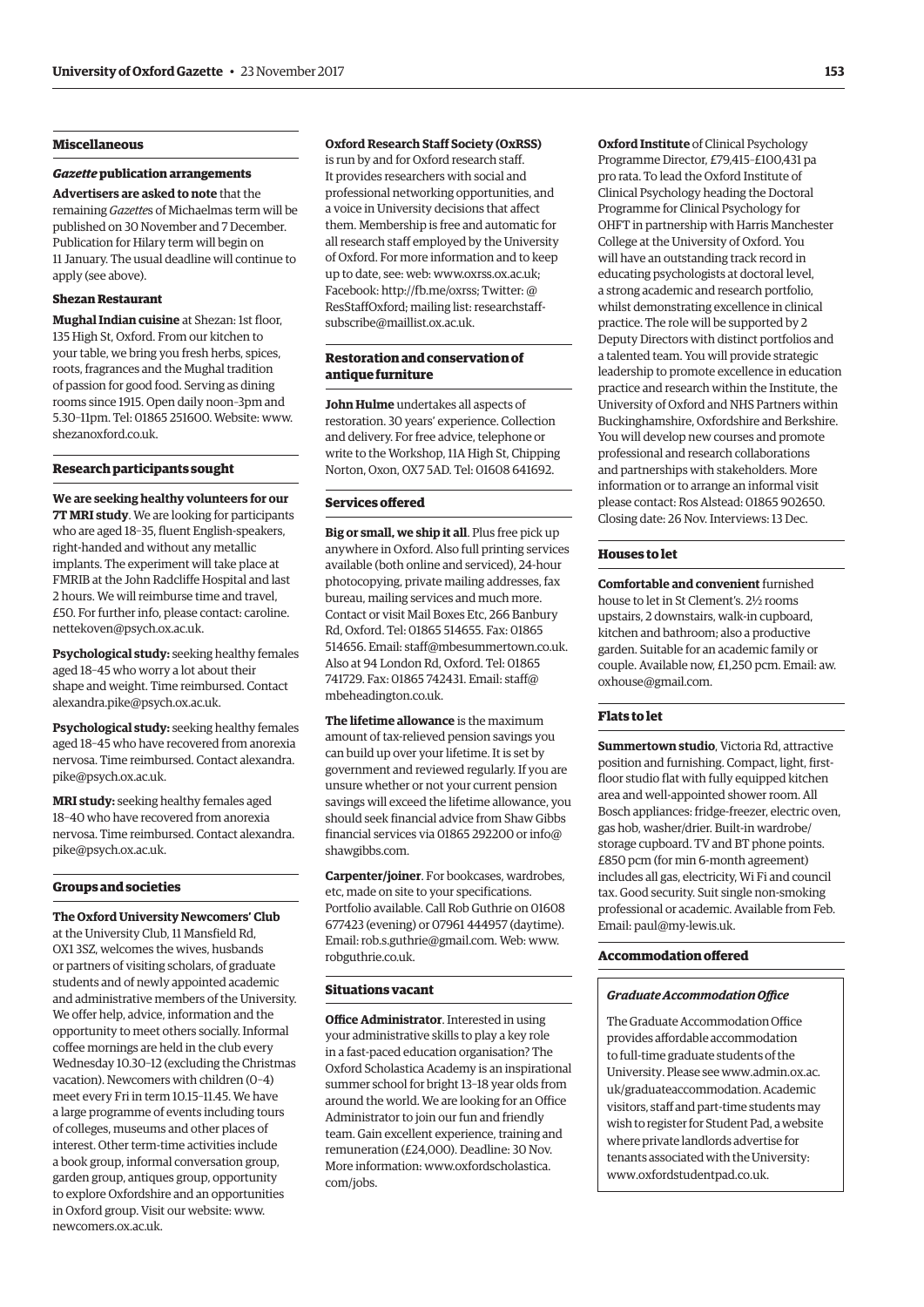## Miscellaneous

### *Gazette* publication arrangements

**Advertisers are asked to note** that the remaining *Gazette*s of Michaelmas term will be published on 30 November and 7 December. Publication for Hilary term will begin on 11 January. The usual deadline will continue to apply (see above).

### Shezan Restaurant

**Mughal Indian cuisine** at Shezan: 1st floor, 135 High St, Oxford. From our kitchen to your table, we bring you fresh herbs, spices, roots, fragrances and the Mughal tradition of passion for good food. Serving as dining rooms since 1915. Open daily noon–3pm and 5.30–11pm. Tel: 01865 251600. Website: www.shezanoxford.co.uk.

## Research participants sought

**We are seeking healthy volunteers for our 7T MRI study**. We are looking for participants who are aged 18–35, fluent English-speakers, right-handed and without any metallic implants. The experiment will take place at FMRIB at the John Radcliffe Hospital and last 2 hours. We will reimburse time and travel, £50. For further info, please contact: caroline.nettekoven@psych.ox.ac.uk.

**Psychological study:** seeking healthy females aged 18–45 who worry a lot about their shape and weight. Time reimbursed. Contact alexandra.pike@psych.ox.ac.uk.

**Psychological study:** seeking healthy females aged 18–45 who have recovered from anorexia nervosa. Time reimbursed. Contact alexandra.pike@psych.ox.ac.uk.

**MRI study:** seeking healthy females aged 18–40 who have recovered from anorexia nervosa. Time reimbursed. Contact alexandra.pike@psych.ox.ac.uk.

## Groups and societies

**The Oxford University Newcomers' Club** at the University Club, 11 Mansfield Rd, OX1 3SZ, welcomes the wives, husbands or partners of visiting scholars, of graduate students and of newly appointed academic and administrative members of the University. We offer help, advice, information and the opportunity to meet others socially. Informal coffee mornings are held in the club every Wednesday 10.30–12 (excluding the Christmas vacation). Newcomers with children (0–4) meet every Fri in term 10.15–11.45. We have a large programme of events including tours of colleges, museums and other places of interest. Other term-time activities include a book group, informal conversation group, garden group, antiques group, opportunity to explore Oxfordshire and an opportunities in Oxford group. Visit our website: www.newcomers.ox.ac.uk.

**Oxford Research Staff Society (OxRSS)** is run by and for Oxford research staff. It provides researchers with social and professional networking opportunities, and a voice in University decisions that affect them. Membership is free and automatic for all research staff employed by the University of Oxford. For more information and to keep up to date, see: web: www.oxrss.ox.ac.uk; Facebook: http://fb.me/oxrss; Twitter: @ResStaffOxford; mailing list: researchstaff-subscribe@maillist.ox.ac.uk.

## Restoration and conservation of antique furniture

**John Hulme** undertakes all aspects of restoration. 30 years' experience. Collection and delivery. For free advice, telephone or write to the Workshop, 11A High St, Chipping Norton, Oxon, OX7 5AD. Tel: 01608 641692.

## Services offered

**Big or small, we ship it all**. Plus free pick up anywhere in Oxford. Also full printing services available (both online and serviced), 24-hour photocopying, private mailing addresses, fax bureau, mailing services and much more. Contact or visit Mail Boxes Etc, 266 Banbury Rd, Oxford. Tel: 01865 514655. Fax: 01865 514656. Email: staff@mbesummertown.co.uk. Also at 94 London Rd, Oxford. Tel: 01865 741729. Fax: 01865 742431. Email: staff@mbeheadington.co.uk.

**The lifetime allowance** is the maximum amount of tax-relieved pension savings you can build up over your lifetime. It is set by government and reviewed regularly. If you are unsure whether or not your current pension savings will exceed the lifetime allowance, you should seek financial advice from Shaw Gibbs financial services via 01865 292200 or info@shawgibbs.com.

**Carpenter/joiner**. For bookcases, wardrobes, etc, made on site to your specifications. Portfolio available. Call Rob Guthrie on 01608 677423 (evening) or 07961 444957 (daytime). Email: rob.s.guthrie@gmail.com. Web: www.robguthrie.co.uk.

## Situations vacant

**Office Administrator**. Interested in using your administrative skills to play a key role in a fast-paced education organisation? The Oxford Scholastica Academy is an inspirational summer school for bright 13–18 year olds from around the world. We are looking for an Office Administrator to join our fun and friendly team. Gain excellent experience, training and remuneration (£24,000). Deadline: 30 Nov. More information: www.oxfordscholastica.com/jobs.

**Oxford Institute** of Clinical Psychology Programme Director, £79,415–£100,431 pa pro rata. To lead the Oxford Institute of Clinical Psychology heading the Doctoral Programme for Clinical Psychology for OHFT in partnership with Harris Manchester College at the University of Oxford. You will have an outstanding track record in educating psychologists at doctoral level, a strong academic and research portfolio, whilst demonstrating excellence in clinical practice. The role will be supported by 2 Deputy Directors with distinct portfolios and a talented team. You will provide strategic leadership to promote excellence in education practice and research within the Institute, the University of Oxford and NHS Partners within Buckinghamshire, Oxfordshire and Berkshire. You will develop new courses and promote professional and research collaborations and partnerships with stakeholders. More information or to arrange an informal visit please contact: Ros Alstead: 01865 902650. Closing date: 26 Nov. Interviews: 13 Dec.

## Houses to let

**Comfortable and convenient** furnished house to let in St Clement's. 2½ rooms upstairs, 2 downstairs, walk-in cupboard, kitchen and bathroom; also a productive garden. Suitable for an academic family or couple. Available now, £1,250 pcm. Email: aw.oxhouse@gmail.com.

## Flats to let

**Summertown studio**, Victoria Rd, attractive position and furnishing. Compact, light, first-floor studio flat with fully equipped kitchen area and well-appointed shower room. All Bosch appliances: fridge-freezer, electric oven, gas hob, washer/drier. Built-in wardrobe/storage cupboard. TV and BT phone points. £850 pcm (for min 6-month agreement) includes all gas, electricity, Wi Fi and council tax. Good security. Suit single non-smoking professional or academic. Available from Feb. Email: paul@my-lewis.uk.

## Accommodation offered

### *Graduate Accommodation Office*

The Graduate Accommodation Office provides affordable accommodation to full-time graduate students of the University. Please see www.admin.ox.ac.uk/graduateaccommodation. Academic visitors, staff and part-time students may wish to register for Student Pad, a website where private landlords advertise for tenants associated with the University: www.oxfordstudentpad.co.uk.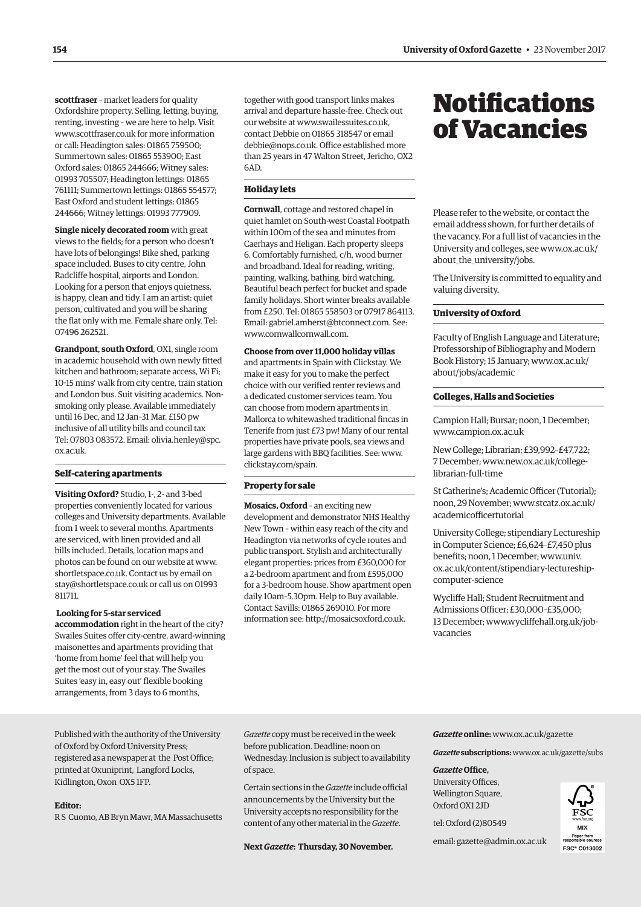**scottfraser** – market leaders for quality Oxfordshire property. Selling, letting, buying, renting, investing – we are here to help. Visit www.scottfraser.co.uk for more information or call: Headington sales: 01865 759500; Summertown sales: 01865 553900; East Oxford sales: 01865 244666; Witney sales: 01993 705507; Headington lettings: 01865 761111; Summertown lettings: 01865 554577; East Oxford and student lettings: 01865 244666; Witney lettings: 01993 777909.

**Single nicely decorated room** with great views to the fields; for a person who doesn't have lots of belongings! Bike shed, parking space included. Buses to city centre, John Radcliffe hospital, airports and London. Looking for a person that enjoys quietness, is happy, clean and tidy. I am an artist: quiet person, cultivated and you will be sharing the flat only with me. Female share only. Tel: 07496 262521.

**Grandpont, south Oxford**, OX1, single room in academic household with own newly fitted kitchen and bathroom; separate access, Wi Fi; 10-15 mins' walk from city centre, train station and London bus. Suit visiting academics. Non-smoking only please. Available immediately until 16 Dec, and 12 Jan–31 Mar. £150 pw inclusive of all utility bills and council tax Tel: 07803 083572. Email: olivia.henley@spc.ox.ac.uk.

### Self-catering apartments

**Visiting Oxford?** Studio, 1-, 2- and 3-bed properties conveniently located for various colleges and University departments. Available from 1 week to several months. Apartments are serviced, with linen provided and all bills included. Details, location maps and photos can be found on our website at www.shortletspace.co.uk. Contact us by email on stay@shortletspace.co.uk or call us on 01993 811711.

**Looking for 5-star serviced accommodation** right in the heart of the city? Swailes Suites offer city-centre, award-winning maisonettes and apartments providing that 'home from home' feel that will help you get the most out of your stay. The Swailes Suites 'easy in, easy out' flexible booking arrangements, from 3 days to 6 months, together with good transport links makes arrival and departure hassle-free. Check out our website at www.swailessuites.co.uk, contact Debbie on 01865 318547 or email debbie@nops.co.uk. Office established more than 25 years in 47 Walton Street, Jericho, OX2 6AD.

### Holiday lets

**Cornwall**, cottage and restored chapel in quiet hamlet on South-west Coastal Footpath within 100m of the sea and minutes from Caerhays and Heligan. Each property sleeps 6. Comfortably furnished, c/h, wood burner and broadband. Ideal for reading, writing, painting, walking, bathing, bird watching. Beautiful beach perfect for bucket and spade family holidays. Short winter breaks available from £250. Tel: 01865 558503 or 07917 864113. Email: gabriel.amherst@btconnect.com. See: www.cornwallcornwall.com.

**Choose from over 11,000 holiday villas** and apartments in Spain with Clickstay. We make it easy for you to make the perfect choice with our verified renter reviews and a dedicated customer services team. You can choose from modern apartments in Mallorca to whitewashed traditional fincas in Tenerife from just £73 pw! Many of our rental properties have private pools, sea views and large gardens with BBQ facilities. See: www.clickstay.com/spain.

### Property for sale

**Mosaics, Oxford** – an exciting new development and demonstrator NHS Healthy New Town – within easy reach of the city and Headington via networks of cycle routes and public transport. Stylish and architecturally elegant properties: prices from £360,000 for a 2-bedroom apartment and from £595,000 for a 3-bedroom house. Show apartment open daily 10am–5.30pm. Help to Buy available. Contact Savills: 01865 269010. For more information see: http://mosaicsoxford.co.uk.

# Notifications of Vacancies

Please refer to the website, or contact the email address shown, for further details of the vacancy. For a full list of vacancies in the University and colleges, see www.ox.ac.uk/about_the_university/jobs.

The University is committed to equality and valuing diversity.

### University of Oxford

Faculty of English Language and Literature; Professorship of Bibliography and Modern Book History; 15 January; www.ox.ac.uk/about/jobs/academic

### Colleges, Halls and Societies

Campion Hall; Bursar; noon, 1 December; www.campion.ox.ac.uk

New College; Librarian; £39,992–£47,722; 7 December; www.new.ox.ac.uk/college-librarian-full-time

St Catherine's; Academic Officer (Tutorial); noon, 29 November; www.stcatz.ox.ac.uk/academicofficertutorial

University College; stipendiary Lectureship in Computer Science; £6,624–£7,450 plus benefits; noon, 1 December; www.univ.ox.ac.uk/content/stipendiary-lectureship-computer-science

Wycliffe Hall; Student Recruitment and Admissions Officer; £30,000–£35,000; 13 December; www.wycliffehall.org.uk/job-vacancies

---

Published with the authority of the University of Oxford by Oxford University Press; registered as a newspaper at the Post Office; printed at Oxuniprint, Langford Locks, Kidlington, Oxon OX5 1FP.

**Editor:**
R S Cuomo, AB Bryn Mawr, MA Massachusetts

*Gazette* copy must be received in the week before publication. Deadline: noon on Wednesday. Inclusion is subject to availability of space.

Certain sections in the *Gazette* include official announcements by the University but the University accepts no responsibility for the content of any other material in the *Gazette*.

**Next *Gazette*: Thursday, 30 November.**

***Gazette* online:** www.ox.ac.uk/gazette

***Gazette* subscriptions:** www.ox.ac.uk/gazette/subs

***Gazette* Office,**
University Offices,
Wellington Square,
Oxford OX1 2JD

tel: Oxford (2)80549

email: gazette@admin.ox.ac.uk

FSC www.fsc.org MIX Paper from responsible sources FSC® C013002